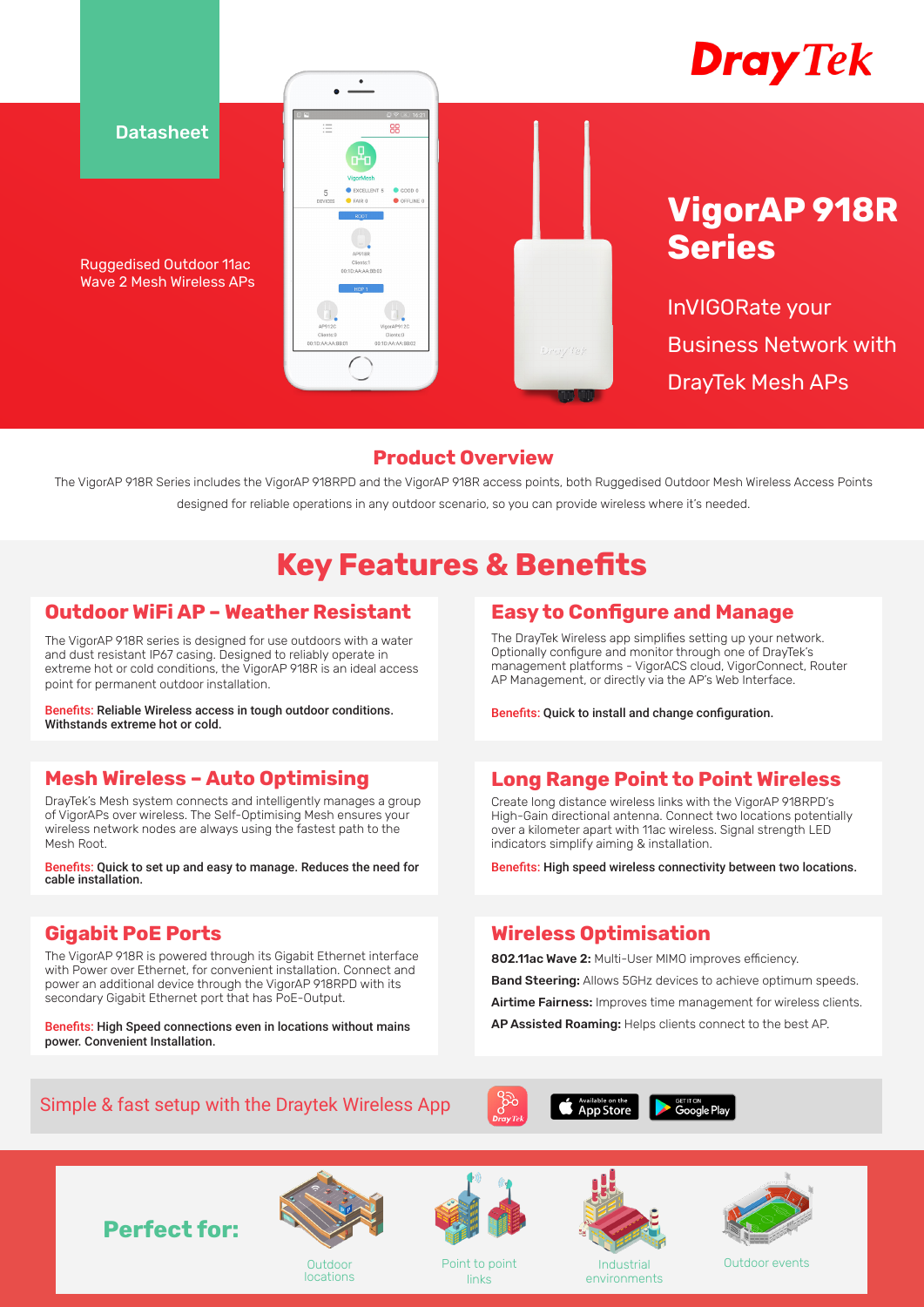DrayTek

Datasheet

Ruggedised Outdoor 11ac Wave 2 Mesh Wireless APs

# VigorAP 918R Series

InVIGORate your Business Network with DrayTek Mesh APs

## Product Overview

The VigorAP 918R Series includes the VigorAP 918RPD and the VigorAP 918R access points, both Ruggedised Outdoor Mesh Wireless Access Points designed for reliable operations in any outdoor scenario, so you can provide wireless where it's needed.

## Key Features & Benefits

### Outdoor WiFi AP – Weather Resistant

The VigorAP 918R series is designed for use outdoors with a water and dust resistant IP67 casing. Designed to reliably operate in extreme hot or cold conditions, the VigorAP 918R is an ideal access point for permanent outdoor installation.

Benefits: **Reliable Wireless access in tough outdoor conditions. Withstands extreme hot or cold.**

### Easy to Configure and Manage

The DrayTek Wireless app simplifies setting up your network. Optionally configure and monitor through one of DrayTek's management platforms - VigorACS cloud, VigorConnect, Router AP Management, or directly via the AP's Web Interface.

Benefits: **Quick to install and change configuration.**

### Mesh Wireless – Auto Optimising

DrayTek's Mesh system connects and intelligently manages a group of VigorAPs over wireless. The Self-Optimising Mesh ensures your wireless network nodes are always using the fastest path to the Mesh Root.

Benefits: **Quick to set up and easy to manage. Reduces the need for cable installation.**

### Long Range Point to Point Wireless

Create long distance wireless links with the VigorAP 918RPD's High-Gain directional antenna. Connect two locations potentially over a kilometer apart with 11ac wireless. Signal strength LED indicators simplify aiming & installation.

Benefits: **High speed wireless connectivity between two locations.**

### Gigabit PoE Ports

The VigorAP 918R is powered through its Gigabit Ethernet interface with Power over Ethernet, for convenient installation. Connect and power an additional device through the VigorAP 918RPD with its secondary Gigabit Ethernet port that has PoE-Output.

Benefits: **High Speed connections even in locations without mains power. Convenient Installation.**

### Wireless Optimisation

**802.11ac Wave 2:** Multi-User MIMO improves efficiency.

**Band Steering:** Allows 5GHz devices to achieve optimum speeds.

**Airtime Fairness:** Improves time management for wireless clients.

**AP Assisted Roaming:** Helps clients connect to the best AP.

Simple & fast setup with the Draytek Wireless App

## Perfect for:

- Outdoor locations
- Point to point links
- Industrial environments
- Outdoor events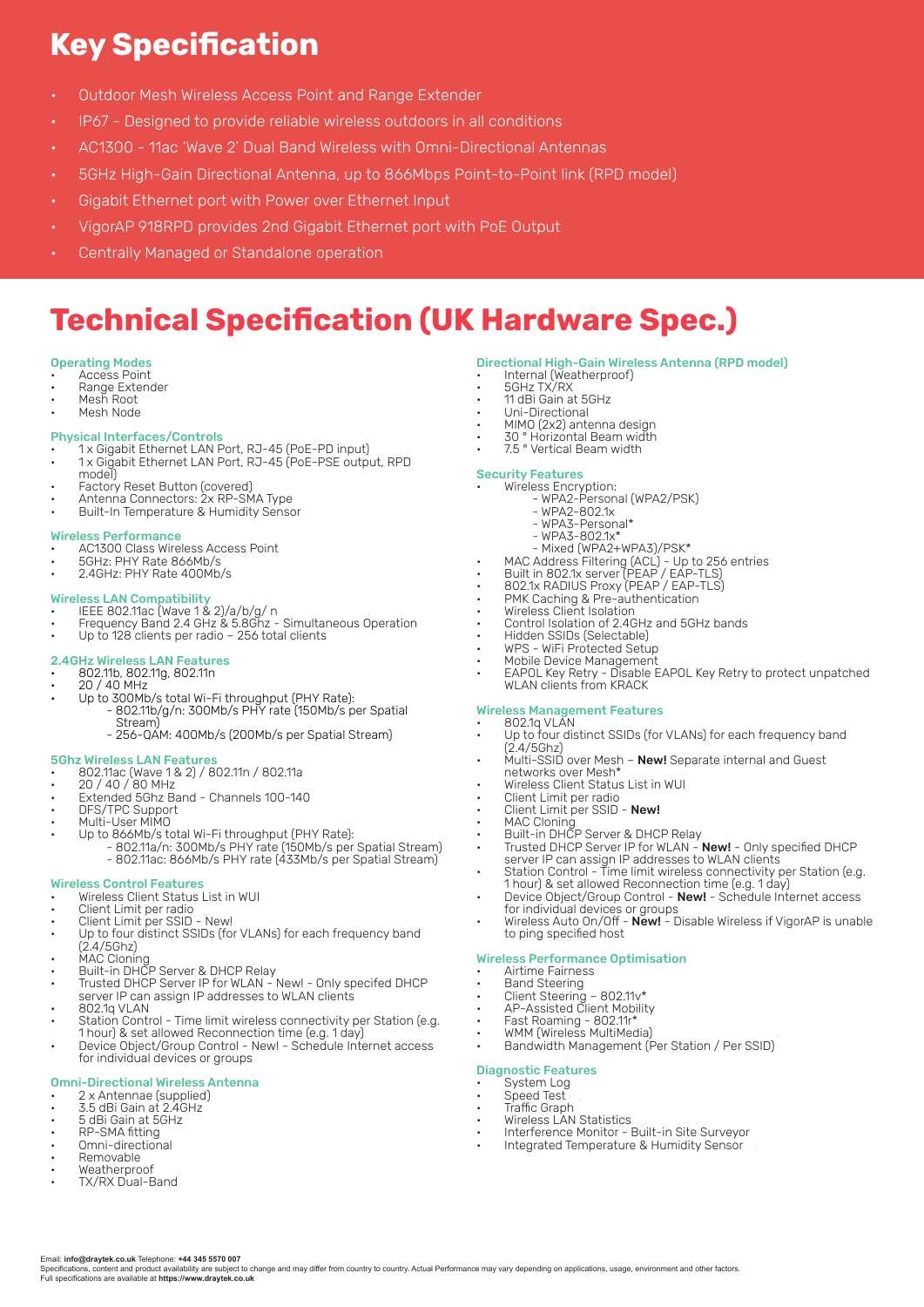# Key Specification

- Outdoor Mesh Wireless Access Point and Range Extender
- IP67 - Designed to provide reliable wireless outdoors in all conditions
- AC1300 - 11ac 'Wave 2' Dual Band Wireless with Omni-Directional Antennas
- 5GHz High-Gain Directional Antenna, up to 866Mbps Point-to-Point link (RPD model)
- Gigabit Ethernet port with Power over Ethernet Input
- VigorAP 918RPD provides 2nd Gigabit Ethernet port with PoE Output
- Centrally Managed or Standalone operation

# Technical Specification (UK Hardware Spec.)

### Operating Modes

- Access Point
- Range Extender
- Mesh Root
- Mesh Node

### Physical Interfaces/Controls

- 1 x Gigabit Ethernet LAN Port, RJ-45 (PoE-PD input)
- 1 x Gigabit Ethernet LAN Port, RJ-45 (PoE-PSE output, RPD model)
- Factory Reset Button (covered)
- Antenna Connectors: 2x RP-SMA Type
- Built-In Temperature & Humidity Sensor

### Wireless Performance

- AC1300 Class Wireless Access Point
- 5GHz: PHY Rate 866Mb/s
- 2.4GHz: PHY Rate 400Mb/s

### Wireless LAN Compatibility

- IEEE 802.11ac (Wave 1 & 2)/a/b/g/ n
- Frequency Band 2.4 GHz & 5.8Ghz - Simultaneous Operation
- Up to 128 clients per radio – 256 total clients

### 2.4GHz Wireless LAN Features

- 802.11b, 802.11g, 802.11n
- 20 / 40 MHz
- Up to 300Mb/s total Wi-Fi throughput (PHY Rate):
  - 802.11b/g/n: 300Mb/s PHY rate (150Mb/s per Spatial Stream)
  - 256-QAM: 400Mb/s (200Mb/s per Spatial Stream)

### 5Ghz Wireless LAN Features

- 802.11ac (Wave 1 & 2) / 802.11n / 802.11a
- 20 / 40 / 80 MHz
- Extended 5Ghz Band - Channels 100-140
- DFS/TPC Support
- Multi-User MIMO
- Up to 866Mb/s total Wi-Fi throughput (PHY Rate):
  - 802.11a/n: 300Mb/s PHY rate (150Mb/s per Spatial Stream)
  - 802.11ac: 866Mb/s PHY rate (433Mb/s per Spatial Stream)

### Wireless Control Features

- Wireless Client Status List in WUI
- Client Limit per radio
- Client Limit per SSID - New!
- Up to four distinct SSIDs (for VLANs) for each frequency band (2.4/5Ghz)
- MAC Cloning
- Built-in DHCP Server & DHCP Relay
- Trusted DHCP Server IP for WLAN - New! - Only specifed DHCP server IP can assign IP addresses to WLAN clients
- 802.1q VLAN
- Station Control - Time limit wireless connectivity per Station (e.g. 1 hour) & set allowed Reconnection time (e.g. 1 day)
- Device Object/Group Control - New! - Schedule Internet access for individual devices or groups

### Omni-Directional Wireless Antenna

- 2 x Antennae (supplied)
- 3.5 dBi Gain at 2.4GHz
- 5 dBi Gain at 5GHz
- RP-SMA fitting
- Omni-directional
- Removable
- Weatherproof
- TX/RX Dual-Band

### Directional High-Gain Wireless Antenna (RPD model)

- Internal (Weatherproof)
- 5GHz TX/RX
- 11 dBi Gain at 5GHz
- Uni-Directional
- MIMO (2x2) antenna design
- 30 ° Horizontal Beam width
- 7.5 ° Vertical Beam width

### Security Features

- Wireless Encryption:
  - WPA2-Personal (WPA2/PSK)
  - WPA2-802.1x
  - WPA3-Personal*
  - WPA3-802.1x*
  - Mixed (WPA2+WPA3)/PSK*
- MAC Address Filtering (ACL) - Up to 256 entries
- Built in 802.1x server (PEAP / EAP-TLS)
- 802.1x RADIUS Proxy (PEAP / EAP-TLS)
- PMK Caching & Pre-authentication
- Wireless Client Isolation
- Control Isolation of 2.4GHz and 5GHz bands
- Hidden SSIDs (Selectable)
- WPS - WiFi Protected Setup
- Mobile Device Management
- EAPOL Key Retry - Disable EAPOL Key Retry to protect unpatched WLAN clients from KRACK

### Wireless Management Features

- 802.1q VLAN
- Up to four distinct SSIDs (for VLANs) for each frequency band (2.4/5Ghz)
- Multi-SSID over Mesh – **New!** Separate internal and Guest networks over Mesh*
- Wireless Client Status List in WUI
- Client Limit per radio
- Client Limit per SSID - **New!**
- MAC Cloning
- Built-in DHCP Server & DHCP Relay
- Trusted DHCP Server IP for WLAN - **New!** - Only specified DHCP server IP can assign IP addresses to WLAN clients
- Station Control - Time limit wireless connectivity per Station (e.g. 1 hour) & set allowed Reconnection time (e.g. 1 day)
- Device Object/Group Control - **New!** - Schedule Internet access for individual devices or groups
- Wireless Auto On/Off - **New!** - Disable Wireless if VigorAP is unable to ping specified host

### Wireless Performance Optimisation

- Airtime Fairness
- Band Steering
- Client Steering – 802.11v*
- AP-Assisted Client Mobility
- Fast Roaming - 802.11r*
- WMM (Wireless MultiMedia)
- Bandwidth Management (Per Station / Per SSID)

### Diagnostic Features

- System Log
- Speed Test
- Traffic Graph
- Wireless LAN Statistics
- Interference Monitor - Built-in Site Surveyor
- Integrated Temperature & Humidity Sensor

Email: **info@draytek.co.uk** Telephone: **+44 345 5570 007**
Specifications, content and product availability are subject to change and may differ from country to country. Actual Performance may vary depending on applications, usage, environment and other factors.
Full specifications are available at **https://www.draytek.co.uk**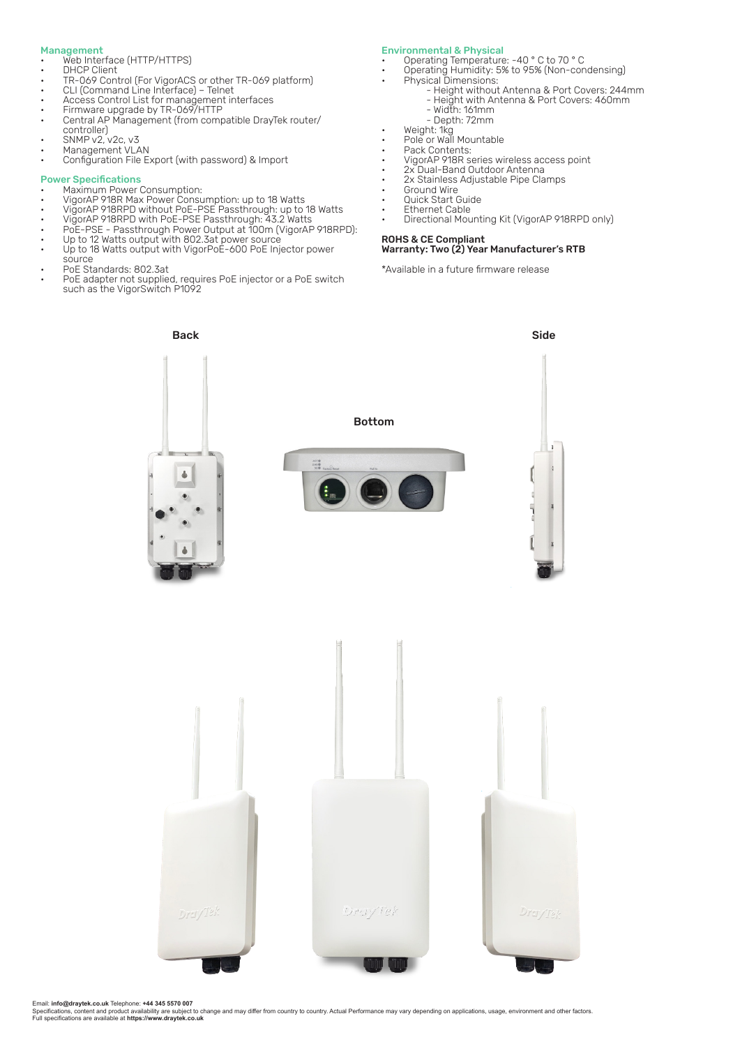## Management

- Web Interface (HTTP/HTTPS)
- DHCP Client
- TR-069 Control (For VigorACS or other TR-069 platform)
- CLI (Command Line Interface) – Telnet
- Access Control List for management interfaces
- Firmware upgrade by TR-069/HTTP
- Central AP Management (from compatible DrayTek router/controller)
- SNMP v2, v2c, v3
- Management VLAN
- Configuration File Export (with password) & Import

## Power Specifications

- Maximum Power Consumption:
- VigorAP 918R Max Power Consumption: up to 18 Watts
- VigorAP 918RPD without PoE-PSE Passthrough: up to 18 Watts
- VigorAP 918RPD with PoE-PSE Passthrough: 43.2 Watts
- PoE-PSE - Passthrough Power Output at 100m (VigorAP 918RPD):
- Up to 12 Watts output with 802.3at power source
- Up to 18 Watts output with VigorPoE-600 PoE Injector power source
- PoE Standards: 802.3at
- PoE adapter not supplied, requires PoE injector or a PoE switch such as the VigorSwitch P1092

## Environmental & Physical

- Operating Temperature: -40 ° C to 70 ° C
- Operating Humidity: 5% to 95% (Non-condensing)
- Physical Dimensions:
  - Height without Antenna & Port Covers: 244mm
  - Height with Antenna & Port Covers: 460mm
  - Width: 161mm
  - Depth: 72mm
- Weight: 1kg
- Pole or Wall Mountable
- Pack Contents:
- VigorAP 918R series wireless access point
- 2x Dual-Band Outdoor Antenna
- 2x Stainless Adjustable Pipe Clamps
- Ground Wire
- Quick Start Guide
- Ethernet Cable
- Directional Mounting Kit (VigorAP 918RPD only)

**ROHS & CE Compliant**
**Warranty: Two (2) Year Manufacturer's RTB**

*Available in a future firmware release

Back

Bottom

Side

Email: **info@draytek.co.uk** Telephone: **+44 345 5570 007**
Specifications, content and product availability are subject to change and may differ from country to country. Actual Performance may vary depending on applications, usage, environment and other factors.
Full specifications are available at **https://www.draytek.co.uk**